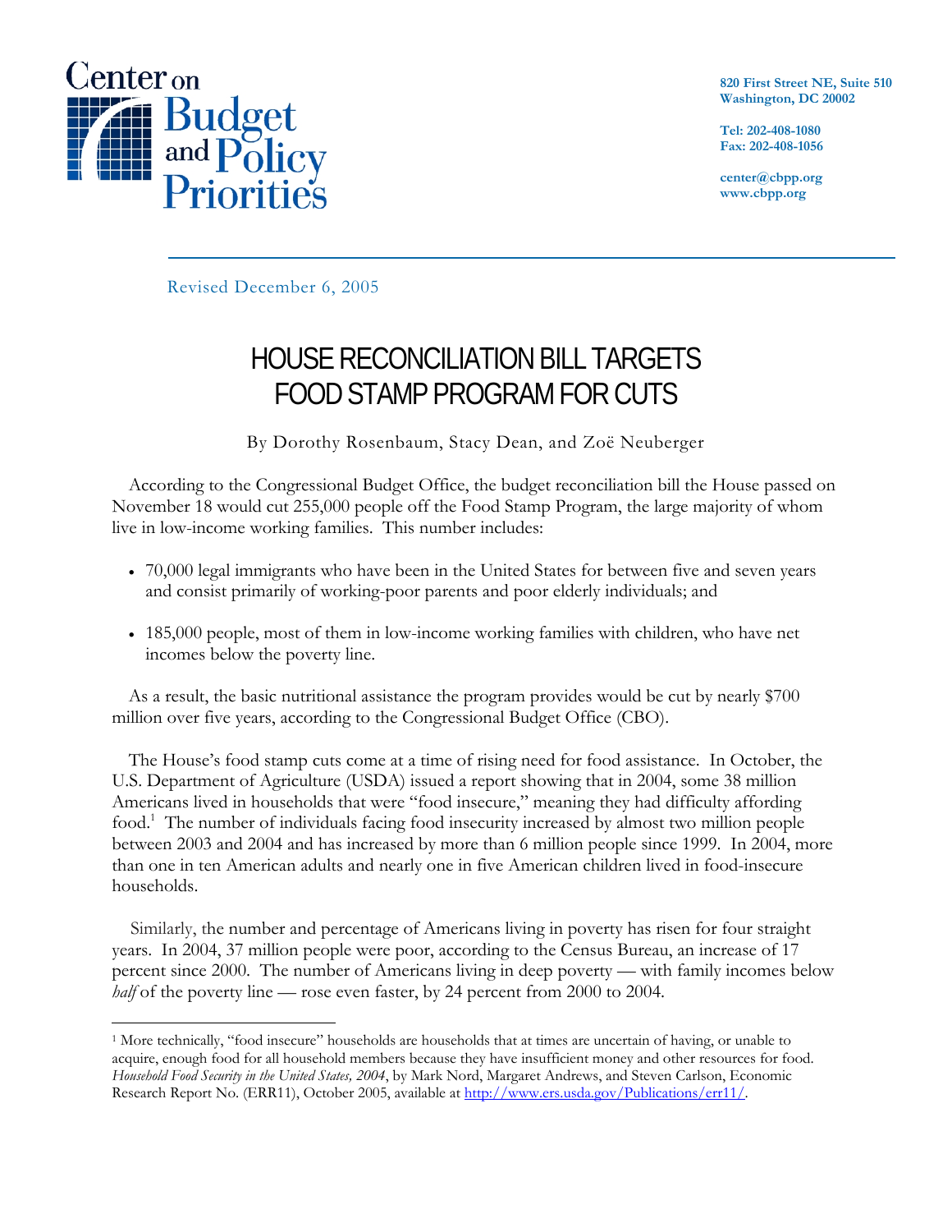Center on Budget and Policy Priorities

820 First Street NE, Suite 510
Washington, DC 20002

Tel: 202-408-1080
Fax: 202-408-1056

center@cbpp.org
www.cbpp.org

Revised December 6, 2005

# HOUSE RECONCILIATION BILL TARGETS FOOD STAMP PROGRAM FOR CUTS

By Dorothy Rosenbaum, Stacy Dean, and Zoë Neuberger

According to the Congressional Budget Office, the budget reconciliation bill the House passed on November 18 would cut 255,000 people off the Food Stamp Program, the large majority of whom live in low-income working families. This number includes:

- 70,000 legal immigrants who have been in the United States for between five and seven years and consist primarily of working-poor parents and poor elderly individuals; and
- 185,000 people, most of them in low-income working families with children, who have net incomes below the poverty line.

As a result, the basic nutritional assistance the program provides would be cut by nearly $700 million over five years, according to the Congressional Budget Office (CBO).

The House's food stamp cuts come at a time of rising need for food assistance. In October, the U.S. Department of Agriculture (USDA) issued a report showing that in 2004, some 38 million Americans lived in households that were "food insecure," meaning they had difficulty affording food.[1] The number of individuals facing food insecurity increased by almost two million people between 2003 and 2004 and has increased by more than 6 million people since 1999. In 2004, more than one in ten American adults and nearly one in five American children lived in food-insecure households.

Similarly, the number and percentage of Americans living in poverty has risen for four straight years. In 2004, 37 million people were poor, according to the Census Bureau, an increase of 17 percent since 2000. The number of Americans living in deep poverty — with family incomes below *half* of the poverty line — rose even faster, by 24 percent from 2000 to 2004.

---

[1] More technically, "food insecure" households are households that at times are uncertain of having, or unable to acquire, enough food for all household members because they have insufficient money and other resources for food. *Household Food Security in the United States, 2004*, by Mark Nord, Margaret Andrews, and Steven Carlson, Economic Research Report No. (ERR11), October 2005, available at http://www.ers.usda.gov/Publications/err11/.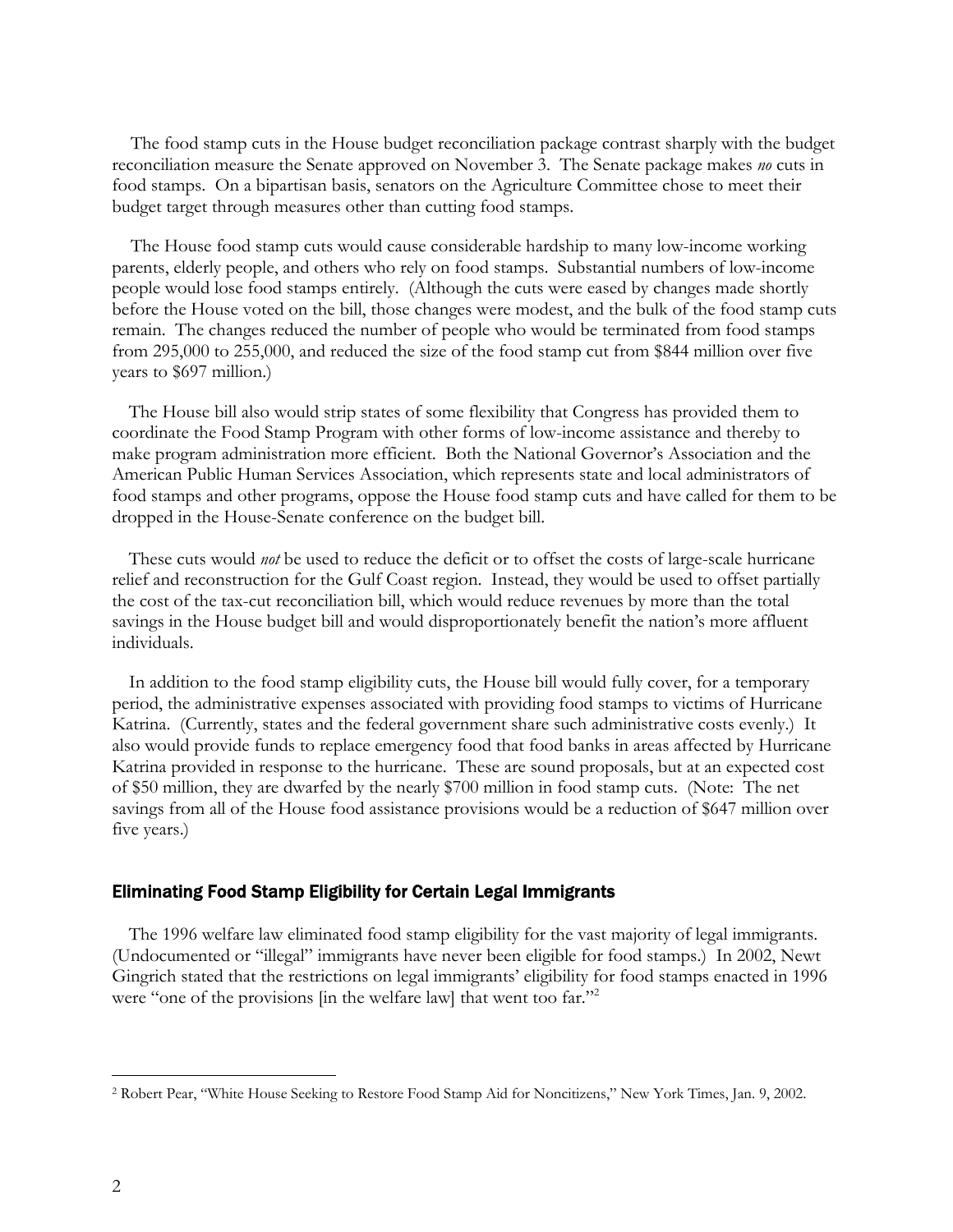The food stamp cuts in the House budget reconciliation package contrast sharply with the budget reconciliation measure the Senate approved on November 3. The Senate package makes *no* cuts in food stamps. On a bipartisan basis, senators on the Agriculture Committee chose to meet their budget target through measures other than cutting food stamps.

The House food stamp cuts would cause considerable hardship to many low-income working parents, elderly people, and others who rely on food stamps. Substantial numbers of low-income people would lose food stamps entirely. (Although the cuts were eased by changes made shortly before the House voted on the bill, those changes were modest, and the bulk of the food stamp cuts remain. The changes reduced the number of people who would be terminated from food stamps from 295,000 to 255,000, and reduced the size of the food stamp cut from $844 million over five years to $697 million.)

The House bill also would strip states of some flexibility that Congress has provided them to coordinate the Food Stamp Program with other forms of low-income assistance and thereby to make program administration more efficient. Both the National Governor's Association and the American Public Human Services Association, which represents state and local administrators of food stamps and other programs, oppose the House food stamp cuts and have called for them to be dropped in the House-Senate conference on the budget bill.

These cuts would *not* be used to reduce the deficit or to offset the costs of large-scale hurricane relief and reconstruction for the Gulf Coast region. Instead, they would be used to offset partially the cost of the tax-cut reconciliation bill, which would reduce revenues by more than the total savings in the House budget bill and would disproportionately benefit the nation's more affluent individuals.

In addition to the food stamp eligibility cuts, the House bill would fully cover, for a temporary period, the administrative expenses associated with providing food stamps to victims of Hurricane Katrina. (Currently, states and the federal government share such administrative costs evenly.) It also would provide funds to replace emergency food that food banks in areas affected by Hurricane Katrina provided in response to the hurricane. These are sound proposals, but at an expected cost of $50 million, they are dwarfed by the nearly $700 million in food stamp cuts. (Note: The net savings from all of the House food assistance provisions would be a reduction of $647 million over five years.)

### Eliminating Food Stamp Eligibility for Certain Legal Immigrants

The 1996 welfare law eliminated food stamp eligibility for the vast majority of legal immigrants. (Undocumented or "illegal" immigrants have never been eligible for food stamps.) In 2002, Newt Gingrich stated that the restrictions on legal immigrants' eligibility for food stamps enacted in 1996 were "one of the provisions [in the welfare law] that went too far."[2]

---

[2] Robert Pear, "White House Seeking to Restore Food Stamp Aid for Noncitizens," New York Times, Jan. 9, 2002.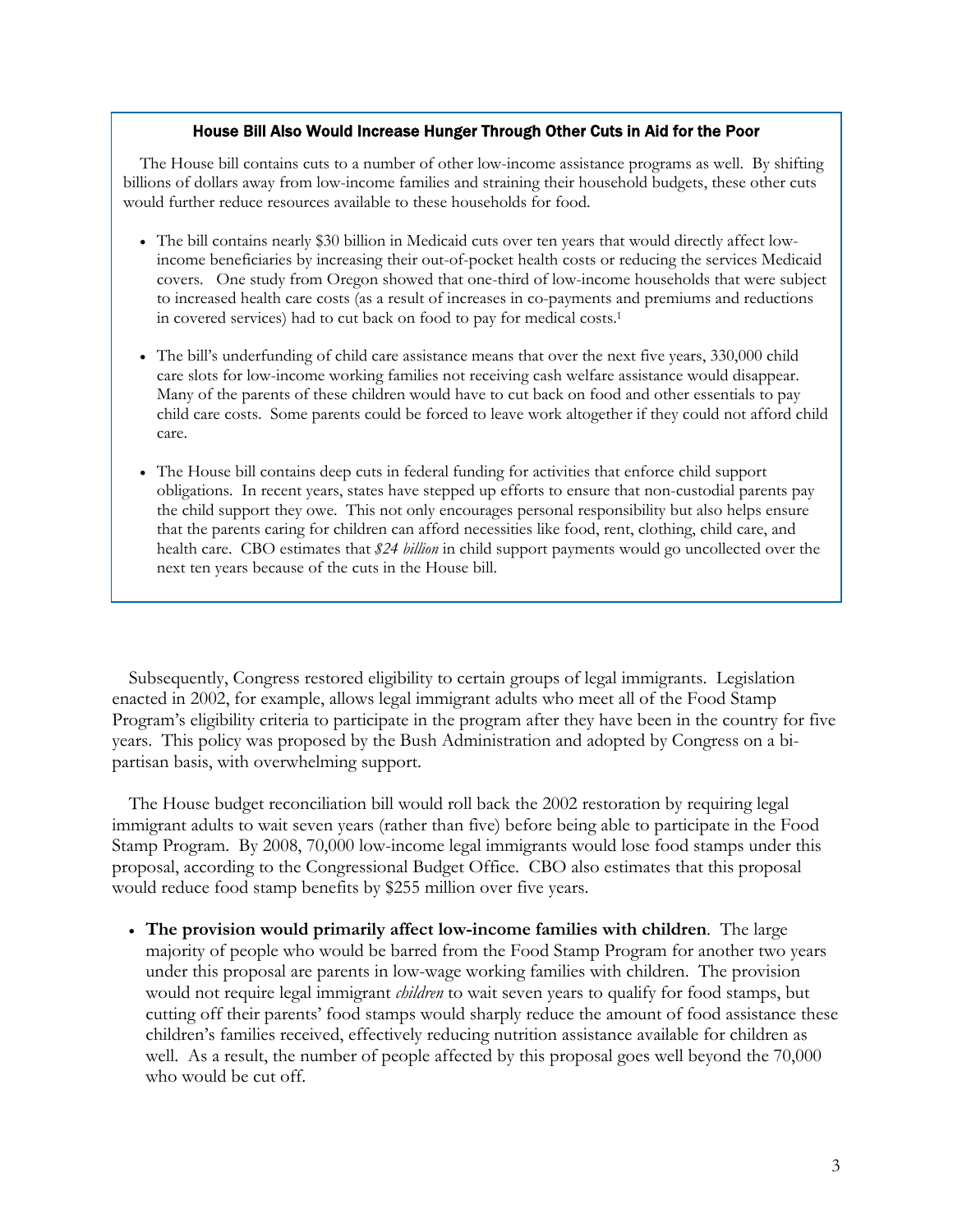### House Bill Also Would Increase Hunger Through Other Cuts in Aid for the Poor

The House bill contains cuts to a number of other low-income assistance programs as well. By shifting billions of dollars away from low-income families and straining their household budgets, these other cuts would further reduce resources available to these households for food.

- The bill contains nearly $30 billion in Medicaid cuts over ten years that would directly affect low-income beneficiaries by increasing their out-of-pocket health costs or reducing the services Medicaid covers. One study from Oregon showed that one-third of low-income households that were subject to increased health care costs (as a result of increases in co-payments and premiums and reductions in covered services) had to cut back on food to pay for medical costs.[1]

- The bill's underfunding of child care assistance means that over the next five years, 330,000 child care slots for low-income working families not receiving cash welfare assistance would disappear. Many of the parents of these children would have to cut back on food and other essentials to pay child care costs. Some parents could be forced to leave work altogether if they could not afford child care.

- The House bill contains deep cuts in federal funding for activities that enforce child support obligations. In recent years, states have stepped up efforts to ensure that non-custodial parents pay the child support they owe. This not only encourages personal responsibility but also helps ensure that the parents caring for children can afford necessities like food, rent, clothing, child care, and health care. CBO estimates that *$24 billion* in child support payments would go uncollected over the next ten years because of the cuts in the House bill.

Subsequently, Congress restored eligibility to certain groups of legal immigrants. Legislation enacted in 2002, for example, allows legal immigrant adults who meet all of the Food Stamp Program's eligibility criteria to participate in the program after they have been in the country for five years. This policy was proposed by the Bush Administration and adopted by Congress on a bi-partisan basis, with overwhelming support.

The House budget reconciliation bill would roll back the 2002 restoration by requiring legal immigrant adults to wait seven years (rather than five) before being able to participate in the Food Stamp Program. By 2008, 70,000 low-income legal immigrants would lose food stamps under this proposal, according to the Congressional Budget Office. CBO also estimates that this proposal would reduce food stamp benefits by $255 million over five years.

- **The provision would primarily affect low-income families with children**. The large majority of people who would be barred from the Food Stamp Program for another two years under this proposal are parents in low-wage working families with children. The provision would not require legal immigrant *children* to wait seven years to qualify for food stamps, but cutting off their parents' food stamps would sharply reduce the amount of food assistance these children's families received, effectively reducing nutrition assistance available for children as well. As a result, the number of people affected by this proposal goes well beyond the 70,000 who would be cut off.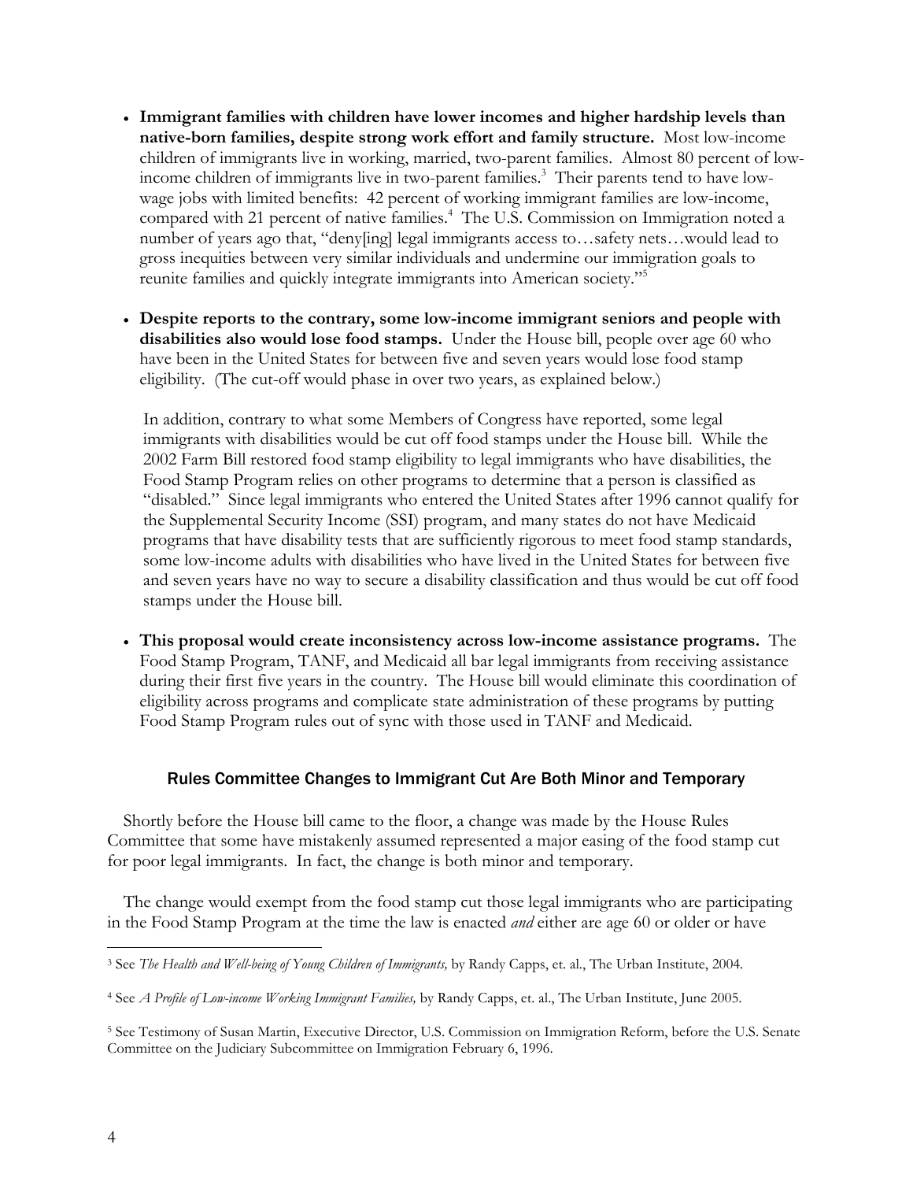- **Immigrant families with children have lower incomes and higher hardship levels than native-born families, despite strong work effort and family structure.** Most low-income children of immigrants live in working, married, two-parent families. Almost 80 percent of low-income children of immigrants live in two-parent families.[3] Their parents tend to have low-wage jobs with limited benefits: 42 percent of working immigrant families are low-income, compared with 21 percent of native families.[4] The U.S. Commission on Immigration noted a number of years ago that, "deny[ing] legal immigrants access to…safety nets…would lead to gross inequities between very similar individuals and undermine our immigration goals to reunite families and quickly integrate immigrants into American society."[5]

- **Despite reports to the contrary, some low-income immigrant seniors and people with disabilities also would lose food stamps.** Under the House bill, people over age 60 who have been in the United States for between five and seven years would lose food stamp eligibility. (The cut-off would phase in over two years, as explained below.)

  In addition, contrary to what some Members of Congress have reported, some legal immigrants with disabilities would be cut off food stamps under the House bill. While the 2002 Farm Bill restored food stamp eligibility to legal immigrants who have disabilities, the Food Stamp Program relies on other programs to determine that a person is classified as "disabled." Since legal immigrants who entered the United States after 1996 cannot qualify for the Supplemental Security Income (SSI) program, and many states do not have Medicaid programs that have disability tests that are sufficiently rigorous to meet food stamp standards, some low-income adults with disabilities who have lived in the United States for between five and seven years have no way to secure a disability classification and thus would be cut off food stamps under the House bill.

- **This proposal would create inconsistency across low-income assistance programs.** The Food Stamp Program, TANF, and Medicaid all bar legal immigrants from receiving assistance during their first five years in the country. The House bill would eliminate this coordination of eligibility across programs and complicate state administration of these programs by putting Food Stamp Program rules out of sync with those used in TANF and Medicaid.

## Rules Committee Changes to Immigrant Cut Are Both Minor and Temporary

Shortly before the House bill came to the floor, a change was made by the House Rules Committee that some have mistakenly assumed represented a major easing of the food stamp cut for poor legal immigrants. In fact, the change is both minor and temporary.

The change would exempt from the food stamp cut those legal immigrants who are participating in the Food Stamp Program at the time the law is enacted *and* either are age 60 or older or have

---

[3] See *The Health and Well-being of Young Children of Immigrants,* by Randy Capps, et. al., The Urban Institute, 2004.

[4] See *A Profile of Low-income Working Immigrant Families,* by Randy Capps, et. al., The Urban Institute, June 2005.

[5] See Testimony of Susan Martin, Executive Director, U.S. Commission on Immigration Reform, before the U.S. Senate Committee on the Judiciary Subcommittee on Immigration February 6, 1996.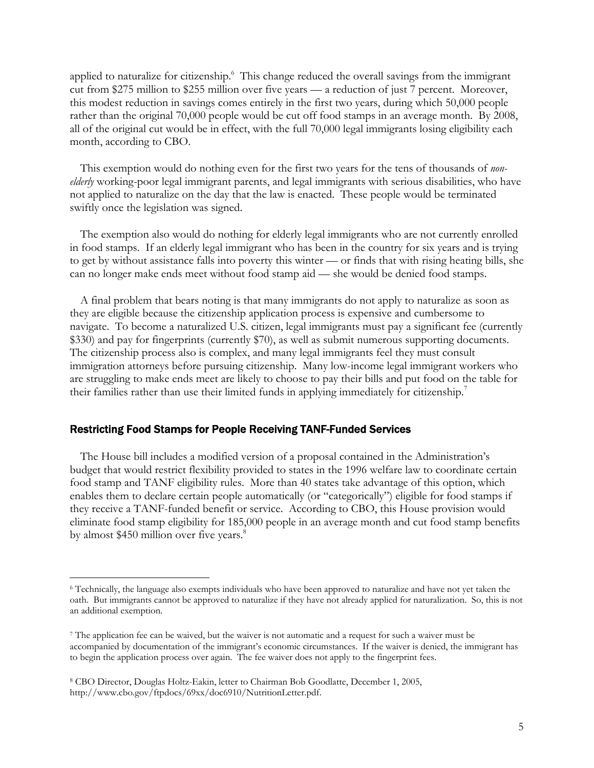applied to naturalize for citizenship.[6] This change reduced the overall savings from the immigrant cut from $275 million to $255 million over five years — a reduction of just 7 percent. Moreover, this modest reduction in savings comes entirely in the first two years, during which 50,000 people rather than the original 70,000 people would be cut off food stamps in an average month. By 2008, all of the original cut would be in effect, with the full 70,000 legal immigrants losing eligibility each month, according to CBO.

This exemption would do nothing even for the first two years for the tens of thousands of *non-elderly* working-poor legal immigrant parents, and legal immigrants with serious disabilities, who have not applied to naturalize on the day that the law is enacted. These people would be terminated swiftly once the legislation was signed.

The exemption also would do nothing for elderly legal immigrants who are not currently enrolled in food stamps. If an elderly legal immigrant who has been in the country for six years and is trying to get by without assistance falls into poverty this winter — or finds that with rising heating bills, she can no longer make ends meet without food stamp aid — she would be denied food stamps.

A final problem that bears noting is that many immigrants do not apply to naturalize as soon as they are eligible because the citizenship application process is expensive and cumbersome to navigate. To become a naturalized U.S. citizen, legal immigrants must pay a significant fee (currently $330) and pay for fingerprints (currently $70), as well as submit numerous supporting documents. The citizenship process also is complex, and many legal immigrants feel they must consult immigration attorneys before pursuing citizenship. Many low-income legal immigrant workers who are struggling to make ends meet are likely to choose to pay their bills and put food on the table for their families rather than use their limited funds in applying immediately for citizenship.[7]

### Restricting Food Stamps for People Receiving TANF-Funded Services

The House bill includes a modified version of a proposal contained in the Administration's budget that would restrict flexibility provided to states in the 1996 welfare law to coordinate certain food stamp and TANF eligibility rules. More than 40 states take advantage of this option, which enables them to declare certain people automatically (or "categorically") eligible for food stamps if they receive a TANF-funded benefit or service. According to CBO, this House provision would eliminate food stamp eligibility for 185,000 people in an average month and cut food stamp benefits by almost $450 million over five years.[8]

---

[6] Technically, the language also exempts individuals who have been approved to naturalize and have not yet taken the oath. But immigrants cannot be approved to naturalize if they have not already applied for naturalization. So, this is not an additional exemption.

[7] The application fee can be waived, but the waiver is not automatic and a request for such a waiver must be accompanied by documentation of the immigrant's economic circumstances. If the waiver is denied, the immigrant has to begin the application process over again. The fee waiver does not apply to the fingerprint fees.

[8] CBO Director, Douglas Holtz-Eakin, letter to Chairman Bob Goodlatte, December 1, 2005, http://www.cbo.gov/ftpdocs/69xx/doc6910/NutritionLetter.pdf.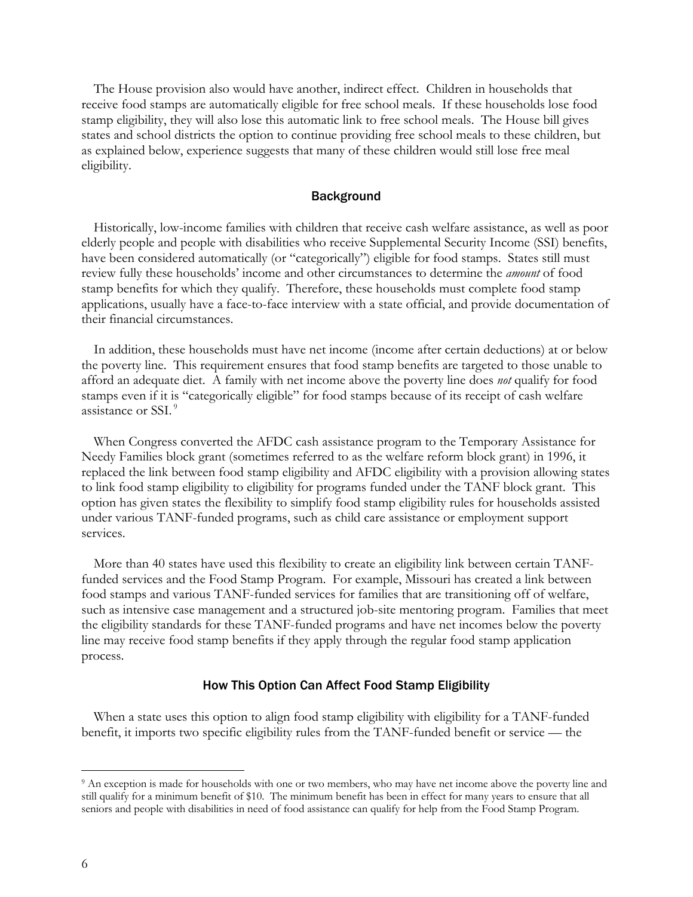The House provision also would have another, indirect effect. Children in households that receive food stamps are automatically eligible for free school meals. If these households lose food stamp eligibility, they will also lose this automatic link to free school meals. The House bill gives states and school districts the option to continue providing free school meals to these children, but as explained below, experience suggests that many of these children would still lose free meal eligibility.

## Background

Historically, low-income families with children that receive cash welfare assistance, as well as poor elderly people and people with disabilities who receive Supplemental Security Income (SSI) benefits, have been considered automatically (or "categorically") eligible for food stamps. States still must review fully these households' income and other circumstances to determine the *amount* of food stamp benefits for which they qualify. Therefore, these households must complete food stamp applications, usually have a face-to-face interview with a state official, and provide documentation of their financial circumstances.

In addition, these households must have net income (income after certain deductions) at or below the poverty line. This requirement ensures that food stamp benefits are targeted to those unable to afford an adequate diet. A family with net income above the poverty line does *not* qualify for food stamps even if it is "categorically eligible" for food stamps because of its receipt of cash welfare assistance or SSI.[9]

When Congress converted the AFDC cash assistance program to the Temporary Assistance for Needy Families block grant (sometimes referred to as the welfare reform block grant) in 1996, it replaced the link between food stamp eligibility and AFDC eligibility with a provision allowing states to link food stamp eligibility to eligibility for programs funded under the TANF block grant. This option has given states the flexibility to simplify food stamp eligibility rules for households assisted under various TANF-funded programs, such as child care assistance or employment support services.

More than 40 states have used this flexibility to create an eligibility link between certain TANF-funded services and the Food Stamp Program. For example, Missouri has created a link between food stamps and various TANF-funded services for families that are transitioning off of welfare, such as intensive case management and a structured job-site mentoring program. Families that meet the eligibility standards for these TANF-funded programs and have net incomes below the poverty line may receive food stamp benefits if they apply through the regular food stamp application process.

## How This Option Can Affect Food Stamp Eligibility

When a state uses this option to align food stamp eligibility with eligibility for a TANF-funded benefit, it imports two specific eligibility rules from the TANF-funded benefit or service — the

---

[9] An exception is made for households with one or two members, who may have net income above the poverty line and still qualify for a minimum benefit of $10. The minimum benefit has been in effect for many years to ensure that all seniors and people with disabilities in need of food assistance can qualify for help from the Food Stamp Program.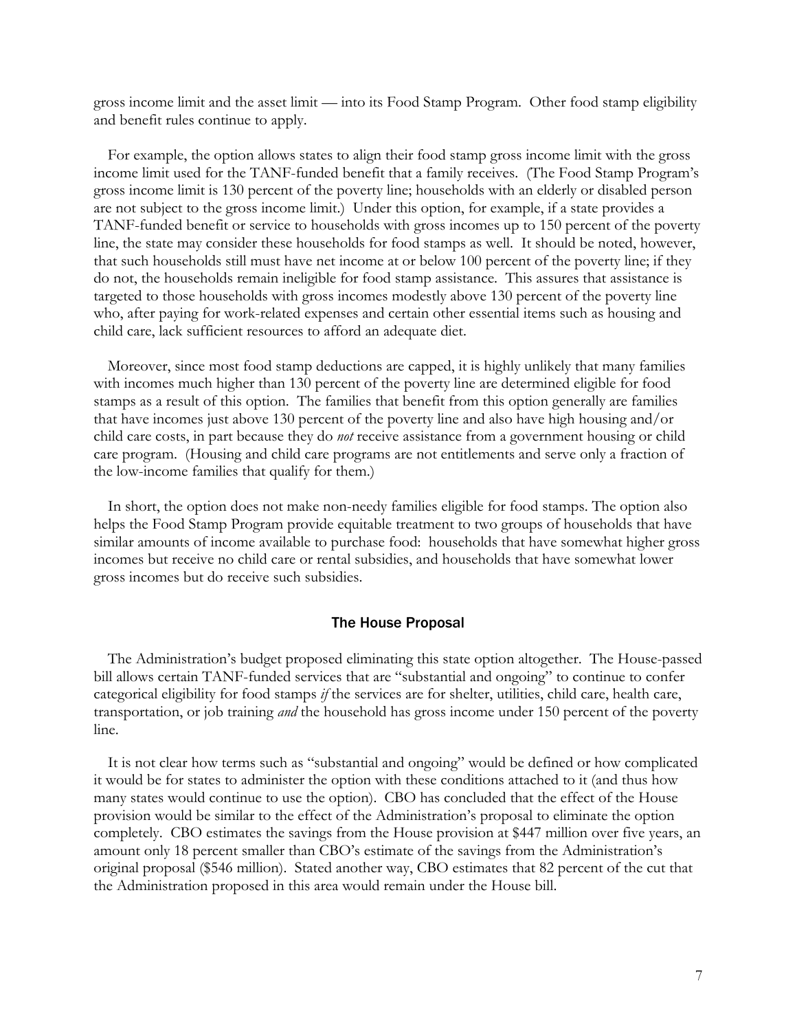gross income limit and the asset limit — into its Food Stamp Program. Other food stamp eligibility and benefit rules continue to apply.

For example, the option allows states to align their food stamp gross income limit with the gross income limit used for the TANF-funded benefit that a family receives. (The Food Stamp Program's gross income limit is 130 percent of the poverty line; households with an elderly or disabled person are not subject to the gross income limit.) Under this option, for example, if a state provides a TANF-funded benefit or service to households with gross incomes up to 150 percent of the poverty line, the state may consider these households for food stamps as well. It should be noted, however, that such households still must have net income at or below 100 percent of the poverty line; if they do not, the households remain ineligible for food stamp assistance. This assures that assistance is targeted to those households with gross incomes modestly above 130 percent of the poverty line who, after paying for work-related expenses and certain other essential items such as housing and child care, lack sufficient resources to afford an adequate diet.

Moreover, since most food stamp deductions are capped, it is highly unlikely that many families with incomes much higher than 130 percent of the poverty line are determined eligible for food stamps as a result of this option. The families that benefit from this option generally are families that have incomes just above 130 percent of the poverty line and also have high housing and/or child care costs, in part because they do *not* receive assistance from a government housing or child care program. (Housing and child care programs are not entitlements and serve only a fraction of the low-income families that qualify for them.)

In short, the option does not make non-needy families eligible for food stamps. The option also helps the Food Stamp Program provide equitable treatment to two groups of households that have similar amounts of income available to purchase food: households that have somewhat higher gross incomes but receive no child care or rental subsidies, and households that have somewhat lower gross incomes but do receive such subsidies.

### The House Proposal

The Administration's budget proposed eliminating this state option altogether. The House-passed bill allows certain TANF-funded services that are "substantial and ongoing" to continue to confer categorical eligibility for food stamps *if* the services are for shelter, utilities, child care, health care, transportation, or job training *and* the household has gross income under 150 percent of the poverty line.

It is not clear how terms such as "substantial and ongoing" would be defined or how complicated it would be for states to administer the option with these conditions attached to it (and thus how many states would continue to use the option). CBO has concluded that the effect of the House provision would be similar to the effect of the Administration's proposal to eliminate the option completely. CBO estimates the savings from the House provision at $447 million over five years, an amount only 18 percent smaller than CBO's estimate of the savings from the Administration's original proposal ($546 million). Stated another way, CBO estimates that 82 percent of the cut that the Administration proposed in this area would remain under the House bill.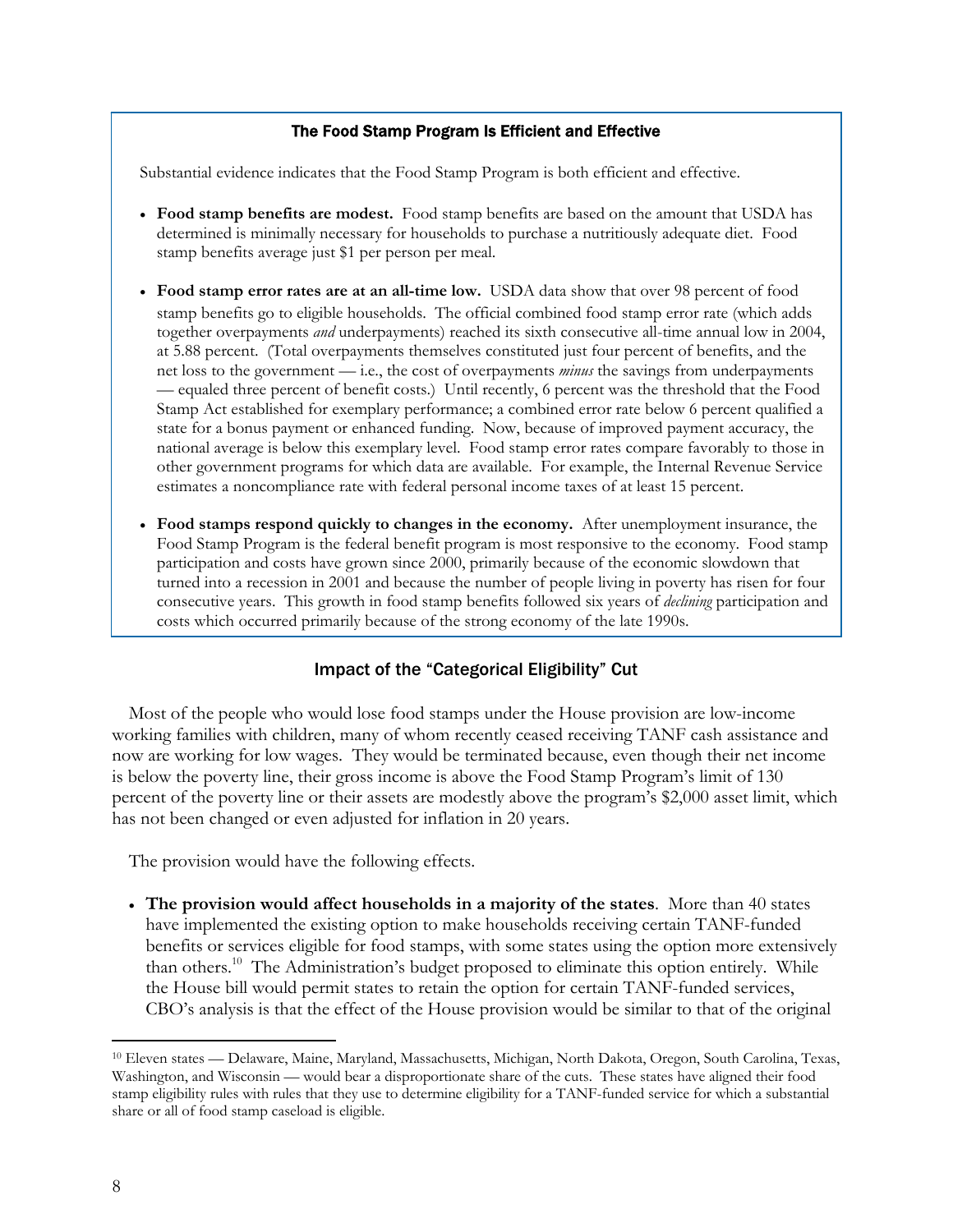### The Food Stamp Program Is Efficient and Effective

Substantial evidence indicates that the Food Stamp Program is both efficient and effective.

- **Food stamp benefits are modest.** Food stamp benefits are based on the amount that USDA has determined is minimally necessary for households to purchase a nutritiously adequate diet. Food stamp benefits average just $1 per person per meal.
- **Food stamp error rates are at an all-time low.** USDA data show that over 98 percent of food stamp benefits go to eligible households. The official combined food stamp error rate (which adds together overpayments *and* underpayments) reached its sixth consecutive all-time annual low in 2004, at 5.88 percent. (Total overpayments themselves constituted just four percent of benefits, and the net loss to the government — i.e., the cost of overpayments *minus* the savings from underpayments — equaled three percent of benefit costs.) Until recently, 6 percent was the threshold that the Food Stamp Act established for exemplary performance; a combined error rate below 6 percent qualified a state for a bonus payment or enhanced funding. Now, because of improved payment accuracy, the national average is below this exemplary level. Food stamp error rates compare favorably to those in other government programs for which data are available. For example, the Internal Revenue Service estimates a noncompliance rate with federal personal income taxes of at least 15 percent.
- **Food stamps respond quickly to changes in the economy.** After unemployment insurance, the Food Stamp Program is the federal benefit program is most responsive to the economy. Food stamp participation and costs have grown since 2000, primarily because of the economic slowdown that turned into a recession in 2001 and because the number of people living in poverty has risen for four consecutive years. This growth in food stamp benefits followed six years of *declining* participation and costs which occurred primarily because of the strong economy of the late 1990s.

## Impact of the "Categorical Eligibility" Cut

Most of the people who would lose food stamps under the House provision are low-income working families with children, many of whom recently ceased receiving TANF cash assistance and now are working for low wages. They would be terminated because, even though their net income is below the poverty line, their gross income is above the Food Stamp Program's limit of 130 percent of the poverty line or their assets are modestly above the program's $2,000 asset limit, which has not been changed or even adjusted for inflation in 20 years.

The provision would have the following effects.

- **The provision would affect households in a majority of the states**. More than 40 states have implemented the existing option to make households receiving certain TANF-funded benefits or services eligible for food stamps, with some states using the option more extensively than others.[10] The Administration's budget proposed to eliminate this option entirely. While the House bill would permit states to retain the option for certain TANF-funded services, CBO's analysis is that the effect of the House provision would be similar to that of the original

[10] Eleven states — Delaware, Maine, Maryland, Massachusetts, Michigan, North Dakota, Oregon, South Carolina, Texas, Washington, and Wisconsin — would bear a disproportionate share of the cuts. These states have aligned their food stamp eligibility rules with rules that they use to determine eligibility for a TANF-funded service for which a substantial share or all of food stamp caseload is eligible.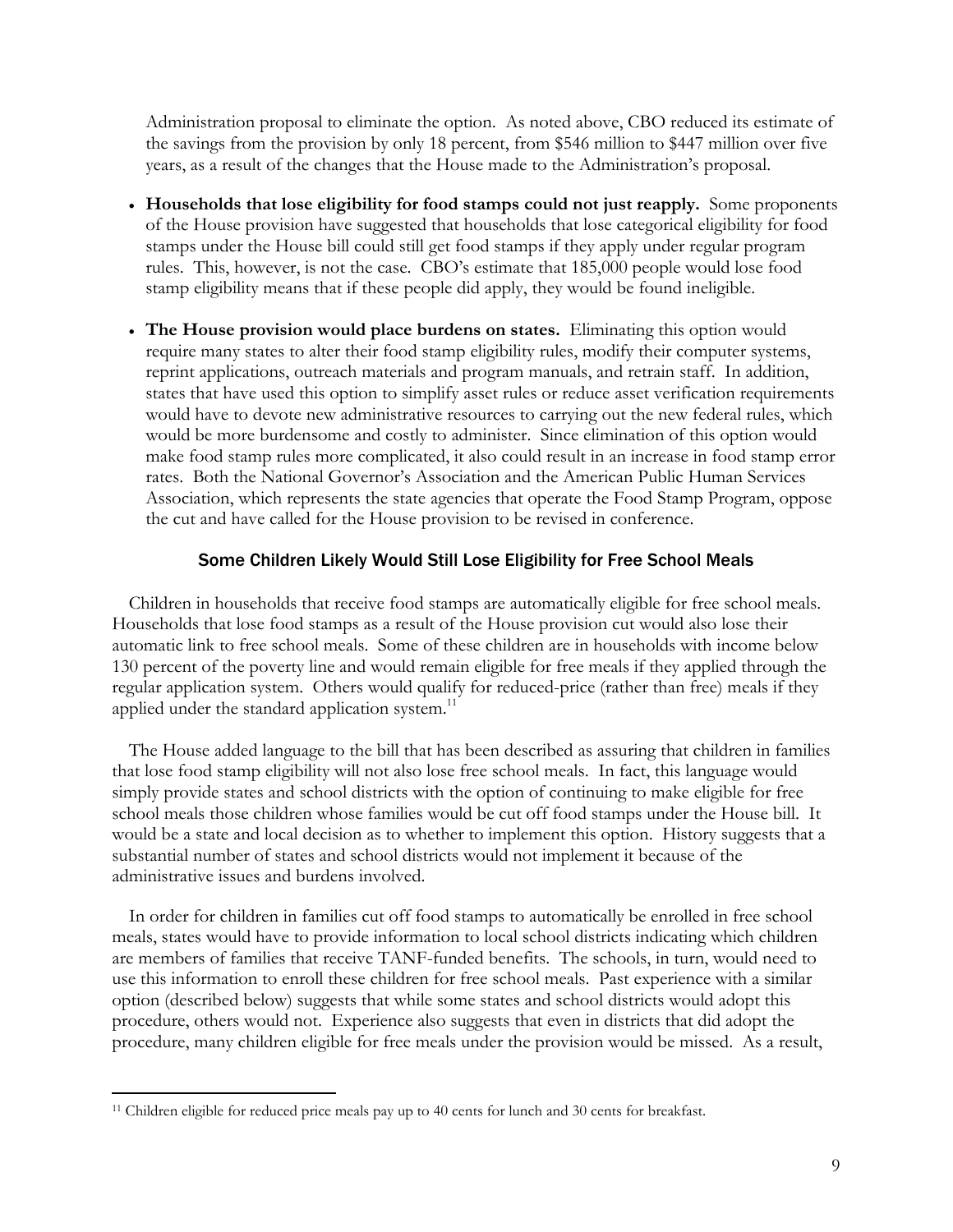Administration proposal to eliminate the option. As noted above, CBO reduced its estimate of the savings from the provision by only 18 percent, from $546 million to $447 million over five years, as a result of the changes that the House made to the Administration's proposal.

- **Households that lose eligibility for food stamps could not just reapply.** Some proponents of the House provision have suggested that households that lose categorical eligibility for food stamps under the House bill could still get food stamps if they apply under regular program rules. This, however, is not the case. CBO's estimate that 185,000 people would lose food stamp eligibility means that if these people did apply, they would be found ineligible.

- **The House provision would place burdens on states.** Eliminating this option would require many states to alter their food stamp eligibility rules, modify their computer systems, reprint applications, outreach materials and program manuals, and retrain staff. In addition, states that have used this option to simplify asset rules or reduce asset verification requirements would have to devote new administrative resources to carrying out the new federal rules, which would be more burdensome and costly to administer. Since elimination of this option would make food stamp rules more complicated, it also could result in an increase in food stamp error rates. Both the National Governor's Association and the American Public Human Services Association, which represents the state agencies that operate the Food Stamp Program, oppose the cut and have called for the House provision to be revised in conference.

### Some Children Likely Would Still Lose Eligibility for Free School Meals

Children in households that receive food stamps are automatically eligible for free school meals. Households that lose food stamps as a result of the House provision cut would also lose their automatic link to free school meals. Some of these children are in households with income below 130 percent of the poverty line and would remain eligible for free meals if they applied through the regular application system. Others would qualify for reduced-price (rather than free) meals if they applied under the standard application system.[11]

The House added language to the bill that has been described as assuring that children in families that lose food stamp eligibility will not also lose free school meals. In fact, this language would simply provide states and school districts with the option of continuing to make eligible for free school meals those children whose families would be cut off food stamps under the House bill. It would be a state and local decision as to whether to implement this option. History suggests that a substantial number of states and school districts would not implement it because of the administrative issues and burdens involved.

In order for children in families cut off food stamps to automatically be enrolled in free school meals, states would have to provide information to local school districts indicating which children are members of families that receive TANF-funded benefits. The schools, in turn, would need to use this information to enroll these children for free school meals. Past experience with a similar option (described below) suggests that while some states and school districts would adopt this procedure, others would not. Experience also suggests that even in districts that did adopt the procedure, many children eligible for free meals under the provision would be missed. As a result,

---

[11] Children eligible for reduced price meals pay up to 40 cents for lunch and 30 cents for breakfast.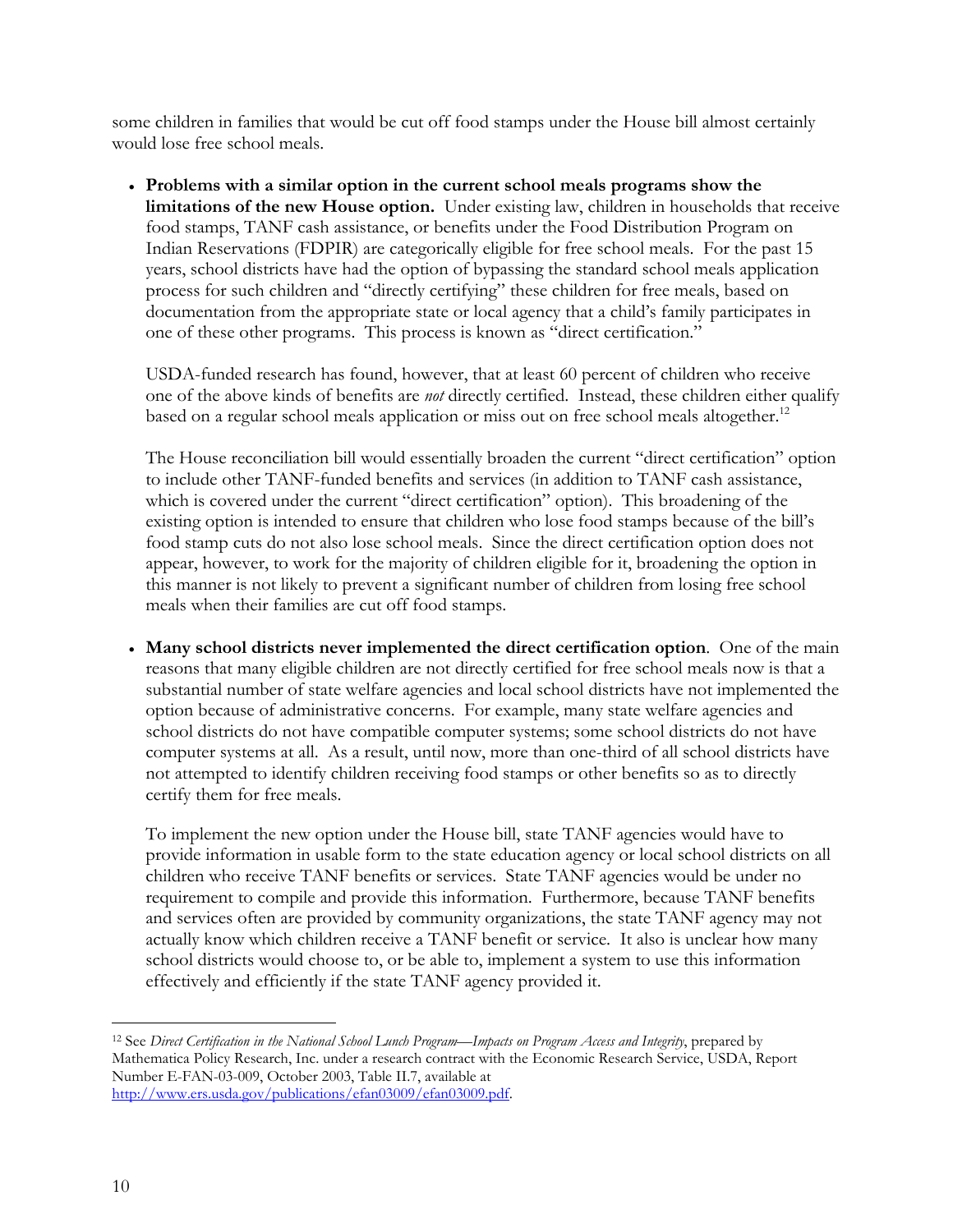some children in families that would be cut off food stamps under the House bill almost certainly would lose free school meals.

- **Problems with a similar option in the current school meals programs show the limitations of the new House option.** Under existing law, children in households that receive food stamps, TANF cash assistance, or benefits under the Food Distribution Program on Indian Reservations (FDPIR) are categorically eligible for free school meals. For the past 15 years, school districts have had the option of bypassing the standard school meals application process for such children and "directly certifying" these children for free meals, based on documentation from the appropriate state or local agency that a child's family participates in one of these other programs. This process is known as "direct certification."

  USDA-funded research has found, however, that at least 60 percent of children who receive one of the above kinds of benefits are *not* directly certified. Instead, these children either qualify based on a regular school meals application or miss out on free school meals altogether.[12]

  The House reconciliation bill would essentially broaden the current "direct certification" option to include other TANF-funded benefits and services (in addition to TANF cash assistance, which is covered under the current "direct certification" option). This broadening of the existing option is intended to ensure that children who lose food stamps because of the bill's food stamp cuts do not also lose school meals. Since the direct certification option does not appear, however, to work for the majority of children eligible for it, broadening the option in this manner is not likely to prevent a significant number of children from losing free school meals when their families are cut off food stamps.

- **Many school districts never implemented the direct certification option**. One of the main reasons that many eligible children are not directly certified for free school meals now is that a substantial number of state welfare agencies and local school districts have not implemented the option because of administrative concerns. For example, many state welfare agencies and school districts do not have compatible computer systems; some school districts do not have computer systems at all. As a result, until now, more than one-third of all school districts have not attempted to identify children receiving food stamps or other benefits so as to directly certify them for free meals.

  To implement the new option under the House bill, state TANF agencies would have to provide information in usable form to the state education agency or local school districts on all children who receive TANF benefits or services. State TANF agencies would be under no requirement to compile and provide this information. Furthermore, because TANF benefits and services often are provided by community organizations, the state TANF agency may not actually know which children receive a TANF benefit or service. It also is unclear how many school districts would choose to, or be able to, implement a system to use this information effectively and efficiently if the state TANF agency provided it.

---

[12] See *Direct Certification in the National School Lunch Program—Impacts on Program Access and Integrity*, prepared by Mathematica Policy Research, Inc. under a research contract with the Economic Research Service, USDA, Report Number E-FAN-03-009, October 2003, Table II.7, available at http://www.ers.usda.gov/publications/efan03009/efan03009.pdf.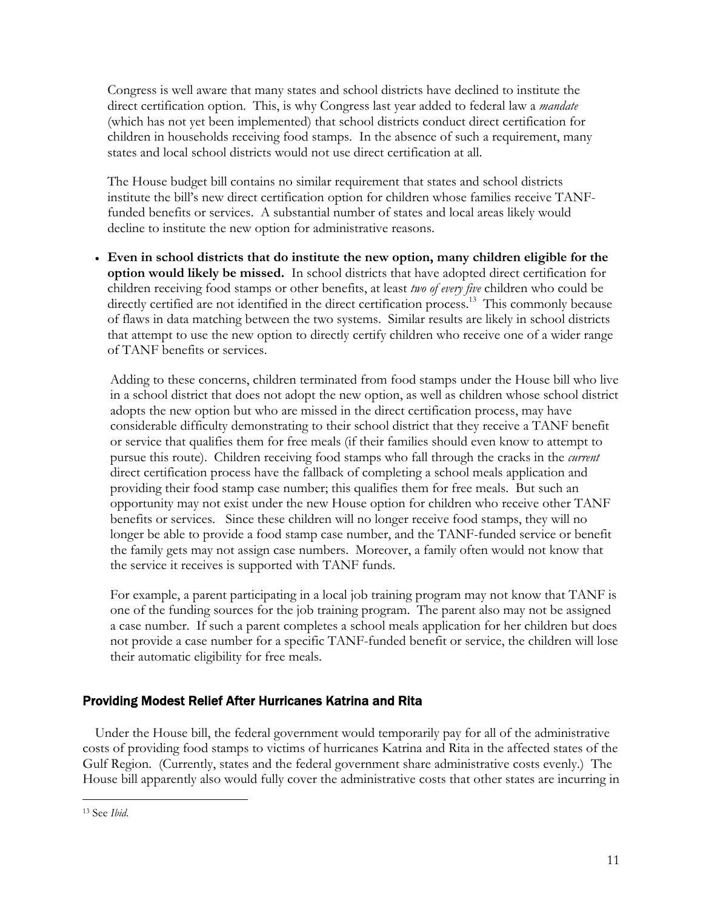Congress is well aware that many states and school districts have declined to institute the direct certification option. This, is why Congress last year added to federal law a *mandate* (which has not yet been implemented) that school districts conduct direct certification for children in households receiving food stamps. In the absence of such a requirement, many states and local school districts would not use direct certification at all.

The House budget bill contains no similar requirement that states and school districts institute the bill's new direct certification option for children whose families receive TANF-funded benefits or services. A substantial number of states and local areas likely would decline to institute the new option for administrative reasons.

- **Even in school districts that do institute the new option, many children eligible for the option would likely be missed.** In school districts that have adopted direct certification for children receiving food stamps or other benefits, at least *two of every five* children who could be directly certified are not identified in the direct certification process.[13] This commonly because of flaws in data matching between the two systems. Similar results are likely in school districts that attempt to use the new option to directly certify children who receive one of a wider range of TANF benefits or services.

  Adding to these concerns, children terminated from food stamps under the House bill who live in a school district that does not adopt the new option, as well as children whose school district adopts the new option but who are missed in the direct certification process, may have considerable difficulty demonstrating to their school district that they receive a TANF benefit or service that qualifies them for free meals (if their families should even know to attempt to pursue this route). Children receiving food stamps who fall through the cracks in the *current* direct certification process have the fallback of completing a school meals application and providing their food stamp case number; this qualifies them for free meals. But such an opportunity may not exist under the new House option for children who receive other TANF benefits or services. Since these children will no longer receive food stamps, they will no longer be able to provide a food stamp case number, and the TANF-funded service or benefit the family gets may not assign case numbers. Moreover, a family often would not know that the service it receives is supported with TANF funds.

  For example, a parent participating in a local job training program may not know that TANF is one of the funding sources for the job training program. The parent also may not be assigned a case number. If such a parent completes a school meals application for her children but does not provide a case number for a specific TANF-funded benefit or service, the children will lose their automatic eligibility for free meals.

## Providing Modest Relief After Hurricanes Katrina and Rita

Under the House bill, the federal government would temporarily pay for all of the administrative costs of providing food stamps to victims of hurricanes Katrina and Rita in the affected states of the Gulf Region. (Currently, states and the federal government share administrative costs evenly.) The House bill apparently also would fully cover the administrative costs that other states are incurring in

---

[13] See *Ibid.*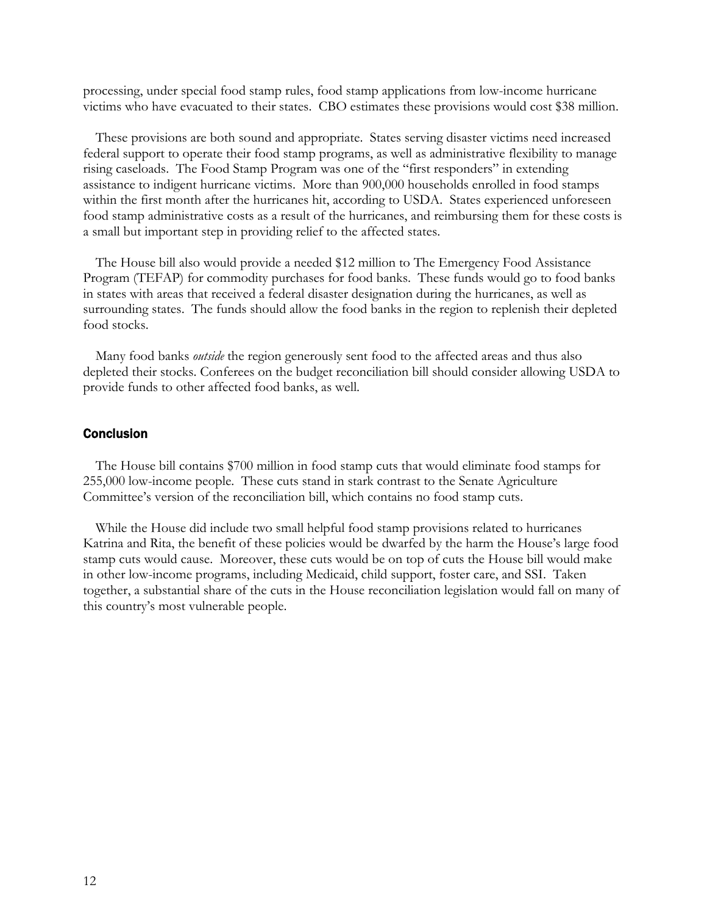processing, under special food stamp rules, food stamp applications from low-income hurricane victims who have evacuated to their states. CBO estimates these provisions would cost $38 million.

These provisions are both sound and appropriate. States serving disaster victims need increased federal support to operate their food stamp programs, as well as administrative flexibility to manage rising caseloads. The Food Stamp Program was one of the "first responders" in extending assistance to indigent hurricane victims. More than 900,000 households enrolled in food stamps within the first month after the hurricanes hit, according to USDA. States experienced unforeseen food stamp administrative costs as a result of the hurricanes, and reimbursing them for these costs is a small but important step in providing relief to the affected states.

The House bill also would provide a needed $12 million to The Emergency Food Assistance Program (TEFAP) for commodity purchases for food banks. These funds would go to food banks in states with areas that received a federal disaster designation during the hurricanes, as well as surrounding states. The funds should allow the food banks in the region to replenish their depleted food stocks.

Many food banks *outside* the region generously sent food to the affected areas and thus also depleted their stocks. Conferees on the budget reconciliation bill should consider allowing USDA to provide funds to other affected food banks, as well.

### Conclusion

The House bill contains $700 million in food stamp cuts that would eliminate food stamps for 255,000 low-income people. These cuts stand in stark contrast to the Senate Agriculture Committee's version of the reconciliation bill, which contains no food stamp cuts.

While the House did include two small helpful food stamp provisions related to hurricanes Katrina and Rita, the benefit of these policies would be dwarfed by the harm the House's large food stamp cuts would cause. Moreover, these cuts would be on top of cuts the House bill would make in other low-income programs, including Medicaid, child support, foster care, and SSI. Taken together, a substantial share of the cuts in the House reconciliation legislation would fall on many of this country's most vulnerable people.